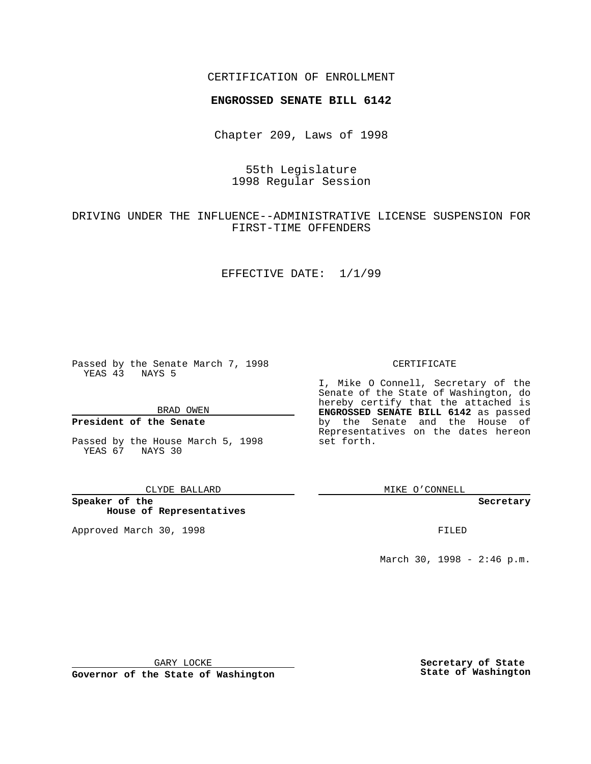CERTIFICATION OF ENROLLMENT

**ENGROSSED SENATE BILL 6142**

Chapter 209, Laws of 1998

55th Legislature
1998 Regular Session

DRIVING UNDER THE INFLUENCE--ADMINISTRATIVE LICENSE SUSPENSION FOR FIRST-TIME OFFENDERS

EFFECTIVE DATE: 1/1/99

Passed by the Senate March 7, 1998
YEAS 43 NAYS 5

BRAD OWEN

**President of the Senate**

Passed by the House March 5, 1998
YEAS 67 NAYS 30

CLYDE BALLARD

**Speaker of the House of Representatives**

Approved March 30, 1998

GARY LOCKE

**Governor of the State of Washington**

CERTIFICATE

I, Mike O Connell, Secretary of the Senate of the State of Washington, do hereby certify that the attached is **ENGROSSED SENATE BILL 6142** as passed by the Senate and the House of Representatives on the dates hereon set forth.

MIKE O'CONNELL

**Secretary**

FILED

March 30, 1998 - 2:46 p.m.

**Secretary of State**
**State of Washington**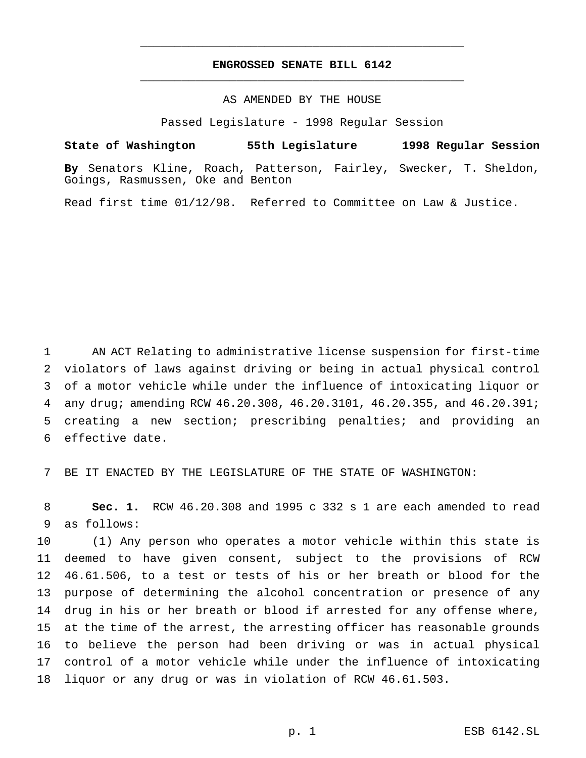# ENGROSSED SENATE BILL 6142

AS AMENDED BY THE HOUSE

Passed Legislature - 1998 Regular Session

**State of Washington 55th Legislature 1998 Regular Session**

**By** Senators Kline, Roach, Patterson, Fairley, Swecker, T. Sheldon, Goings, Rasmussen, Oke and Benton

Read first time 01/12/98. Referred to Committee on Law & Justice.

1 AN ACT Relating to administrative license suspension for first-time
2 violators of laws against driving or being in actual physical control
3 of a motor vehicle while under the influence of intoxicating liquor or
4 any drug; amending RCW 46.20.308, 46.20.3101, 46.20.355, and 46.20.391;
5 creating a new section; prescribing penalties; and providing an
6 effective date.

7 BE IT ENACTED BY THE LEGISLATURE OF THE STATE OF WASHINGTON:

8 **Sec. 1.** RCW 46.20.308 and 1995 c 332 s 1 are each amended to read
9 as follows:

10 (1) Any person who operates a motor vehicle within this state is
11 deemed to have given consent, subject to the provisions of RCW
12 46.61.506, to a test or tests of his or her breath or blood for the
13 purpose of determining the alcohol concentration or presence of any
14 drug in his or her breath or blood if arrested for any offense where,
15 at the time of the arrest, the arresting officer has reasonable grounds
16 to believe the person had been driving or was in actual physical
17 control of a motor vehicle while under the influence of intoxicating
18 liquor or any drug or was in violation of RCW 46.61.503.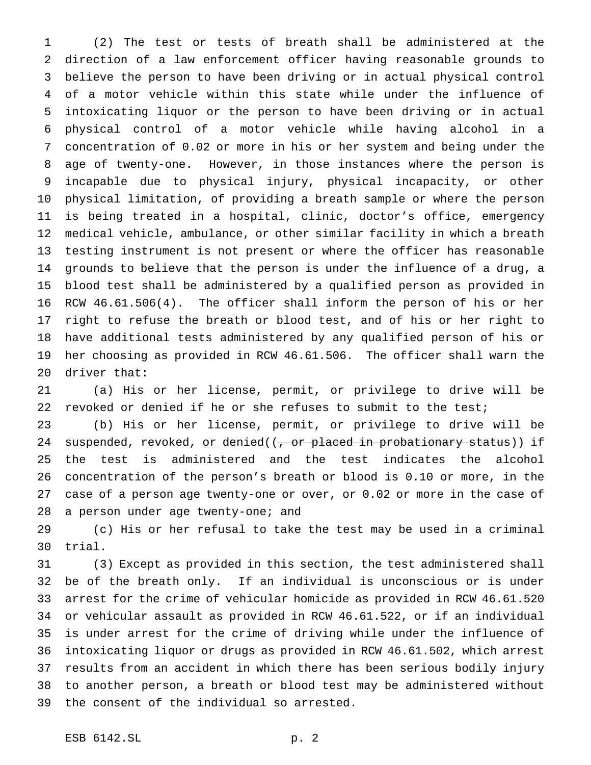(2) The test or tests of breath shall be administered at the direction of a law enforcement officer having reasonable grounds to believe the person to have been driving or in actual physical control of a motor vehicle within this state while under the influence of intoxicating liquor or the person to have been driving or in actual physical control of a motor vehicle while having alcohol in a concentration of 0.02 or more in his or her system and being under the age of twenty-one. However, in those instances where the person is incapable due to physical injury, physical incapacity, or other physical limitation, of providing a breath sample or where the person is being treated in a hospital, clinic, doctor's office, emergency medical vehicle, ambulance, or other similar facility in which a breath testing instrument is not present or where the officer has reasonable grounds to believe that the person is under the influence of a drug, a blood test shall be administered by a qualified person as provided in RCW 46.61.506(4). The officer shall inform the person of his or her right to refuse the breath or blood test, and of his or her right to have additional tests administered by any qualified person of his or her choosing as provided in RCW 46.61.506. The officer shall warn the driver that:

(a) His or her license, permit, or privilege to drive will be revoked or denied if he or she refuses to submit to the test;

(b) His or her license, permit, or privilege to drive will be suspended, revoked, <u>or</u> denied((~~, or placed in probationary status~~)) if the test is administered and the test indicates the alcohol concentration of the person's breath or blood is 0.10 or more, in the case of a person age twenty-one or over, or 0.02 or more in the case of a person under age twenty-one; and

(c) His or her refusal to take the test may be used in a criminal trial.

(3) Except as provided in this section, the test administered shall be of the breath only. If an individual is unconscious or is under arrest for the crime of vehicular homicide as provided in RCW 46.61.520 or vehicular assault as provided in RCW 46.61.522, or if an individual is under arrest for the crime of driving while under the influence of intoxicating liquor or drugs as provided in RCW 46.61.502, which arrest results from an accident in which there has been serious bodily injury to another person, a breath or blood test may be administered without the consent of the individual so arrested.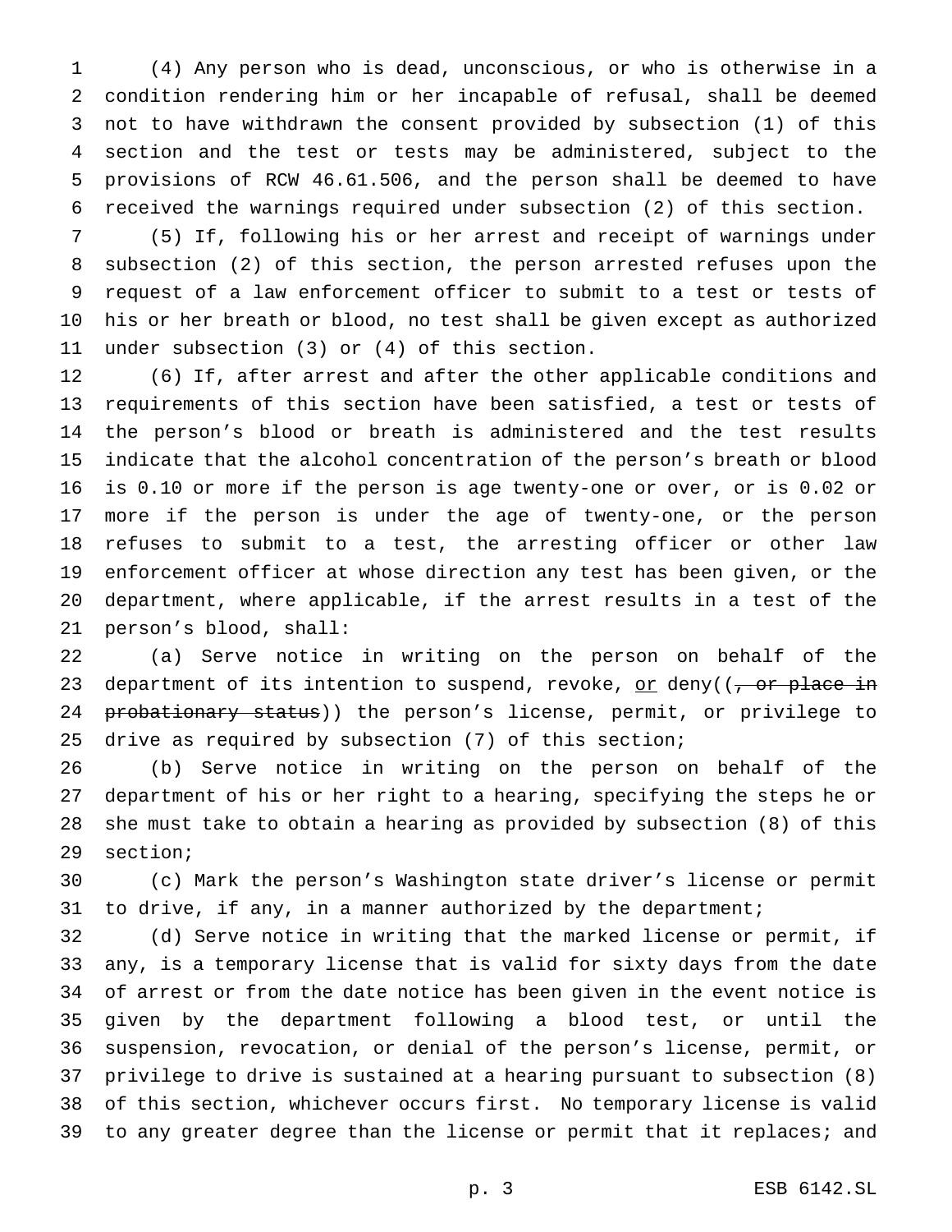(4) Any person who is dead, unconscious, or who is otherwise in a condition rendering him or her incapable of refusal, shall be deemed not to have withdrawn the consent provided by subsection (1) of this section and the test or tests may be administered, subject to the provisions of RCW 46.61.506, and the person shall be deemed to have received the warnings required under subsection (2) of this section.

(5) If, following his or her arrest and receipt of warnings under subsection (2) of this section, the person arrested refuses upon the request of a law enforcement officer to submit to a test or tests of his or her breath or blood, no test shall be given except as authorized under subsection (3) or (4) of this section.

(6) If, after arrest and after the other applicable conditions and requirements of this section have been satisfied, a test or tests of the person's blood or breath is administered and the test results indicate that the alcohol concentration of the person's breath or blood is 0.10 or more if the person is age twenty-one or over, or is 0.02 or more if the person is under the age of twenty-one, or the person refuses to submit to a test, the arresting officer or other law enforcement officer at whose direction any test has been given, or the department, where applicable, if the arrest results in a test of the person's blood, shall:

(a) Serve notice in writing on the person on behalf of the department of its intention to suspend, revoke, <u>or</u> deny((~~, or place in probationary status~~)) the person's license, permit, or privilege to drive as required by subsection (7) of this section;

(b) Serve notice in writing on the person on behalf of the department of his or her right to a hearing, specifying the steps he or she must take to obtain a hearing as provided by subsection (8) of this section;

(c) Mark the person's Washington state driver's license or permit to drive, if any, in a manner authorized by the department;

(d) Serve notice in writing that the marked license or permit, if any, is a temporary license that is valid for sixty days from the date of arrest or from the date notice has been given in the event notice is given by the department following a blood test, or until the suspension, revocation, or denial of the person's license, permit, or privilege to drive is sustained at a hearing pursuant to subsection (8) of this section, whichever occurs first. No temporary license is valid to any greater degree than the license or permit that it replaces; and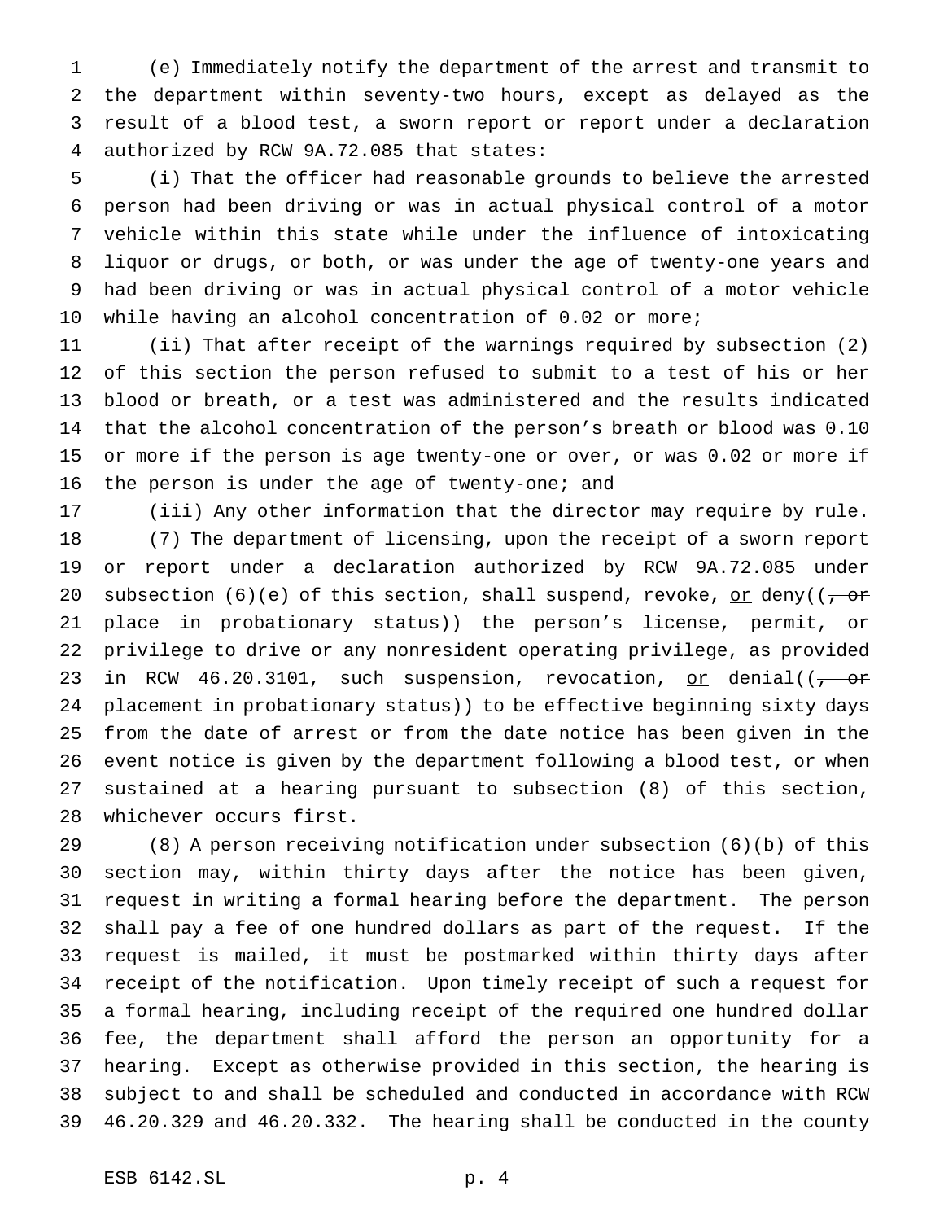(e) Immediately notify the department of the arrest and transmit to the department within seventy-two hours, except as delayed as the result of a blood test, a sworn report or report under a declaration authorized by RCW 9A.72.085 that states:

(i) That the officer had reasonable grounds to believe the arrested person had been driving or was in actual physical control of a motor vehicle within this state while under the influence of intoxicating liquor or drugs, or both, or was under the age of twenty-one years and had been driving or was in actual physical control of a motor vehicle while having an alcohol concentration of 0.02 or more;

(ii) That after receipt of the warnings required by subsection (2) of this section the person refused to submit to a test of his or her blood or breath, or a test was administered and the results indicated that the alcohol concentration of the person's breath or blood was 0.10 or more if the person is age twenty-one or over, or was 0.02 or more if the person is under the age of twenty-one; and

(iii) Any other information that the director may require by rule.

(7) The department of licensing, upon the receipt of a sworn report or report under a declaration authorized by RCW 9A.72.085 under subsection (6)(e) of this section, shall suspend, revoke, <u>or</u> deny((~~, or place in probationary status~~)) the person's license, permit, or privilege to drive or any nonresident operating privilege, as provided in RCW 46.20.3101, such suspension, revocation, <u>or</u> denial((~~, or placement in probationary status~~)) to be effective beginning sixty days from the date of arrest or from the date notice has been given in the event notice is given by the department following a blood test, or when sustained at a hearing pursuant to subsection (8) of this section, whichever occurs first.

(8) A person receiving notification under subsection (6)(b) of this section may, within thirty days after the notice has been given, request in writing a formal hearing before the department. The person shall pay a fee of one hundred dollars as part of the request. If the request is mailed, it must be postmarked within thirty days after receipt of the notification. Upon timely receipt of such a request for a formal hearing, including receipt of the required one hundred dollar fee, the department shall afford the person an opportunity for a hearing. Except as otherwise provided in this section, the hearing is subject to and shall be scheduled and conducted in accordance with RCW 46.20.329 and 46.20.332. The hearing shall be conducted in the county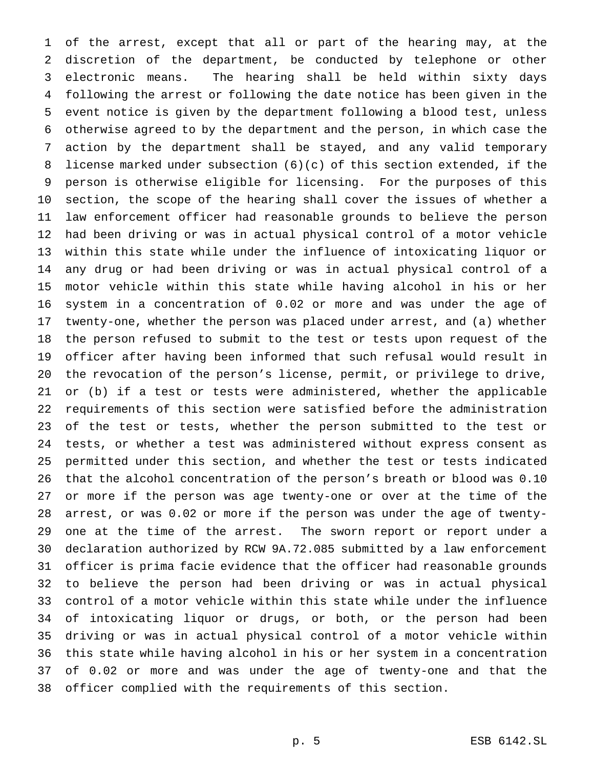of the arrest, except that all or part of the hearing may, at the discretion of the department, be conducted by telephone or other electronic means. The hearing shall be held within sixty days following the arrest or following the date notice has been given in the event notice is given by the department following a blood test, unless otherwise agreed to by the department and the person, in which case the action by the department shall be stayed, and any valid temporary license marked under subsection (6)(c) of this section extended, if the person is otherwise eligible for licensing. For the purposes of this section, the scope of the hearing shall cover the issues of whether a law enforcement officer had reasonable grounds to believe the person had been driving or was in actual physical control of a motor vehicle within this state while under the influence of intoxicating liquor or any drug or had been driving or was in actual physical control of a motor vehicle within this state while having alcohol in his or her system in a concentration of 0.02 or more and was under the age of twenty-one, whether the person was placed under arrest, and (a) whether the person refused to submit to the test or tests upon request of the officer after having been informed that such refusal would result in the revocation of the person's license, permit, or privilege to drive, or (b) if a test or tests were administered, whether the applicable requirements of this section were satisfied before the administration of the test or tests, whether the person submitted to the test or tests, or whether a test was administered without express consent as permitted under this section, and whether the test or tests indicated that the alcohol concentration of the person's breath or blood was 0.10 or more if the person was age twenty-one or over at the time of the arrest, or was 0.02 or more if the person was under the age of twenty-one at the time of the arrest. The sworn report or report under a declaration authorized by RCW 9A.72.085 submitted by a law enforcement officer is prima facie evidence that the officer had reasonable grounds to believe the person had been driving or was in actual physical control of a motor vehicle within this state while under the influence of intoxicating liquor or drugs, or both, or the person had been driving or was in actual physical control of a motor vehicle within this state while having alcohol in his or her system in a concentration of 0.02 or more and was under the age of twenty-one and that the officer complied with the requirements of this section.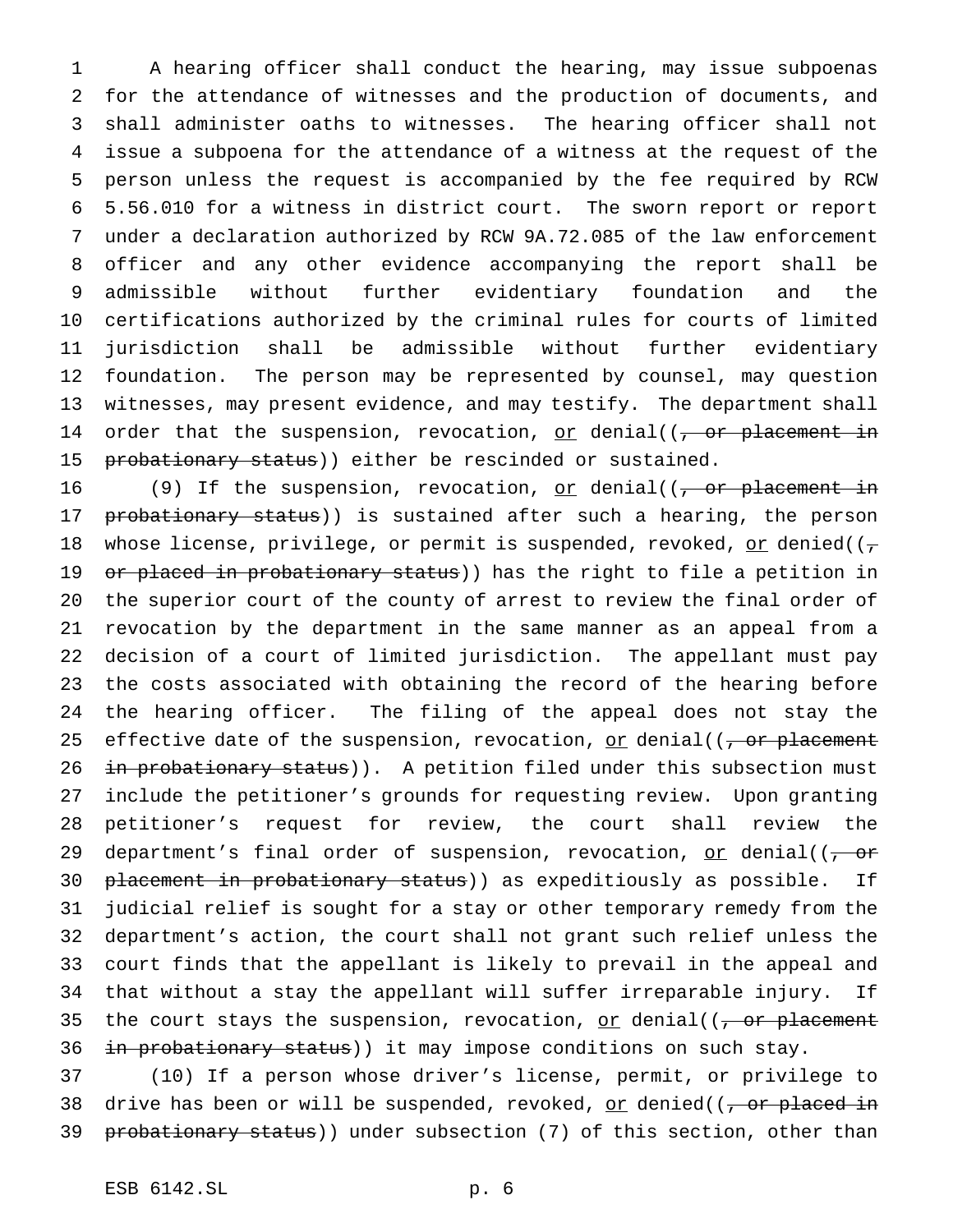A hearing officer shall conduct the hearing, may issue subpoenas for the attendance of witnesses and the production of documents, and shall administer oaths to witnesses. The hearing officer shall not issue a subpoena for the attendance of a witness at the request of the person unless the request is accompanied by the fee required by RCW 5.56.010 for a witness in district court. The sworn report or report under a declaration authorized by RCW 9A.72.085 of the law enforcement officer and any other evidence accompanying the report shall be admissible without further evidentiary foundation and the certifications authorized by the criminal rules for courts of limited jurisdiction shall be admissible without further evidentiary foundation. The person may be represented by counsel, may question witnesses, may present evidence, and may testify. The department shall order that the suspension, revocation, <u>or</u> denial((~~, or placement in probationary status~~)) either be rescinded or sustained.

(9) If the suspension, revocation, <u>or</u> denial((~~, or placement in probationary status~~)) is sustained after such a hearing, the person whose license, privilege, or permit is suspended, revoked, <u>or</u> denied((~~, or placed in probationary status~~)) has the right to file a petition in the superior court of the county of arrest to review the final order of revocation by the department in the same manner as an appeal from a decision of a court of limited jurisdiction. The appellant must pay the costs associated with obtaining the record of the hearing before the hearing officer. The filing of the appeal does not stay the effective date of the suspension, revocation, <u>or</u> denial((~~, or placement in probationary status~~)). A petition filed under this subsection must include the petitioner's grounds for requesting review. Upon granting petitioner's request for review, the court shall review the department's final order of suspension, revocation, <u>or</u> denial((~~, or placement in probationary status~~)) as expeditiously as possible. If judicial relief is sought for a stay or other temporary remedy from the department's action, the court shall not grant such relief unless the court finds that the appellant is likely to prevail in the appeal and that without a stay the appellant will suffer irreparable injury. If the court stays the suspension, revocation, <u>or</u> denial((~~, or placement in probationary status~~)) it may impose conditions on such stay.

(10) If a person whose driver's license, permit, or privilege to drive has been or will be suspended, revoked, <u>or</u> denied((~~, or placed in probationary status~~)) under subsection (7) of this section, other than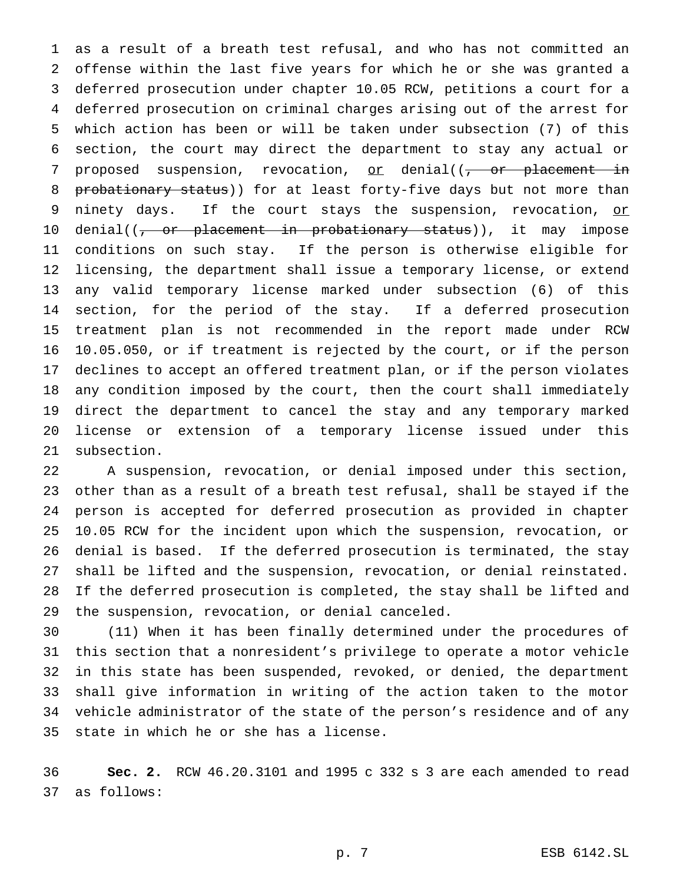as a result of a breath test refusal, and who has not committed an offense within the last five years for which he or she was granted a deferred prosecution under chapter 10.05 RCW, petitions a court for a deferred prosecution on criminal charges arising out of the arrest for which action has been or will be taken under subsection (7) of this section, the court may direct the department to stay any actual or proposed suspension, revocation, or denial((, or placement in probationary status)) for at least forty-five days but not more than ninety days. If the court stays the suspension, revocation, or denial((, or placement in probationary status)), it may impose conditions on such stay. If the person is otherwise eligible for licensing, the department shall issue a temporary license, or extend any valid temporary license marked under subsection (6) of this section, for the period of the stay. If a deferred prosecution treatment plan is not recommended in the report made under RCW 10.05.050, or if treatment is rejected by the court, or if the person declines to accept an offered treatment plan, or if the person violates any condition imposed by the court, then the court shall immediately direct the department to cancel the stay and any temporary marked license or extension of a temporary license issued under this subsection.

A suspension, revocation, or denial imposed under this section, other than as a result of a breath test refusal, shall be stayed if the person is accepted for deferred prosecution as provided in chapter 10.05 RCW for the incident upon which the suspension, revocation, or denial is based. If the deferred prosecution is terminated, the stay shall be lifted and the suspension, revocation, or denial reinstated. If the deferred prosecution is completed, the stay shall be lifted and the suspension, revocation, or denial canceled.

(11) When it has been finally determined under the procedures of this section that a nonresident's privilege to operate a motor vehicle in this state has been suspended, revoked, or denied, the department shall give information in writing of the action taken to the motor vehicle administrator of the state of the person's residence and of any state in which he or she has a license.

**Sec. 2.** RCW 46.20.3101 and 1995 c 332 s 3 are each amended to read as follows: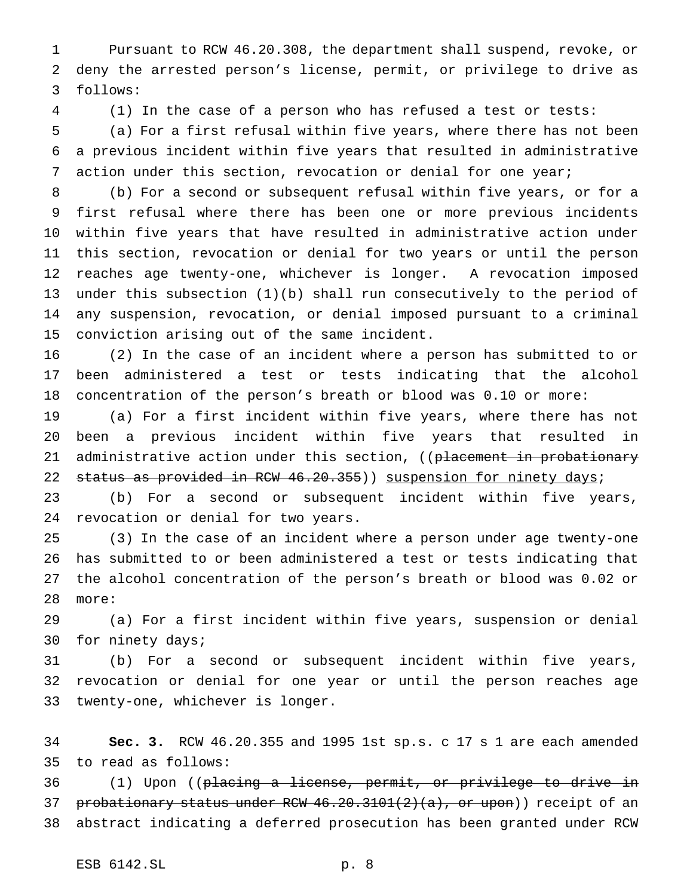Pursuant to RCW 46.20.308, the department shall suspend, revoke, or deny the arrested person's license, permit, or privilege to drive as follows:

(1) In the case of a person who has refused a test or tests:

(a) For a first refusal within five years, where there has not been a previous incident within five years that resulted in administrative action under this section, revocation or denial for one year;

(b) For a second or subsequent refusal within five years, or for a first refusal where there has been one or more previous incidents within five years that have resulted in administrative action under this section, revocation or denial for two years or until the person reaches age twenty-one, whichever is longer. A revocation imposed under this subsection (1)(b) shall run consecutively to the period of any suspension, revocation, or denial imposed pursuant to a criminal conviction arising out of the same incident.

(2) In the case of an incident where a person has submitted to or been administered a test or tests indicating that the alcohol concentration of the person's breath or blood was 0.10 or more:

(a) For a first incident within five years, where there has not been a previous incident within five years that resulted in administrative action under this section, ((~~placement in probationary status as provided in RCW 46.20.355~~)) <u>suspension for ninety days</u>;

(b) For a second or subsequent incident within five years, revocation or denial for two years.

(3) In the case of an incident where a person under age twenty-one has submitted to or been administered a test or tests indicating that the alcohol concentration of the person's breath or blood was 0.02 or more:

(a) For a first incident within five years, suspension or denial for ninety days;

(b) For a second or subsequent incident within five years, revocation or denial for one year or until the person reaches age twenty-one, whichever is longer.

**Sec. 3.** RCW 46.20.355 and 1995 1st sp.s. c 17 s 1 are each amended to read as follows:

(1) Upon ((~~placing a license, permit, or privilege to drive in probationary status under RCW 46.20.3101(2)(a), or upon~~)) receipt of an abstract indicating a deferred prosecution has been granted under RCW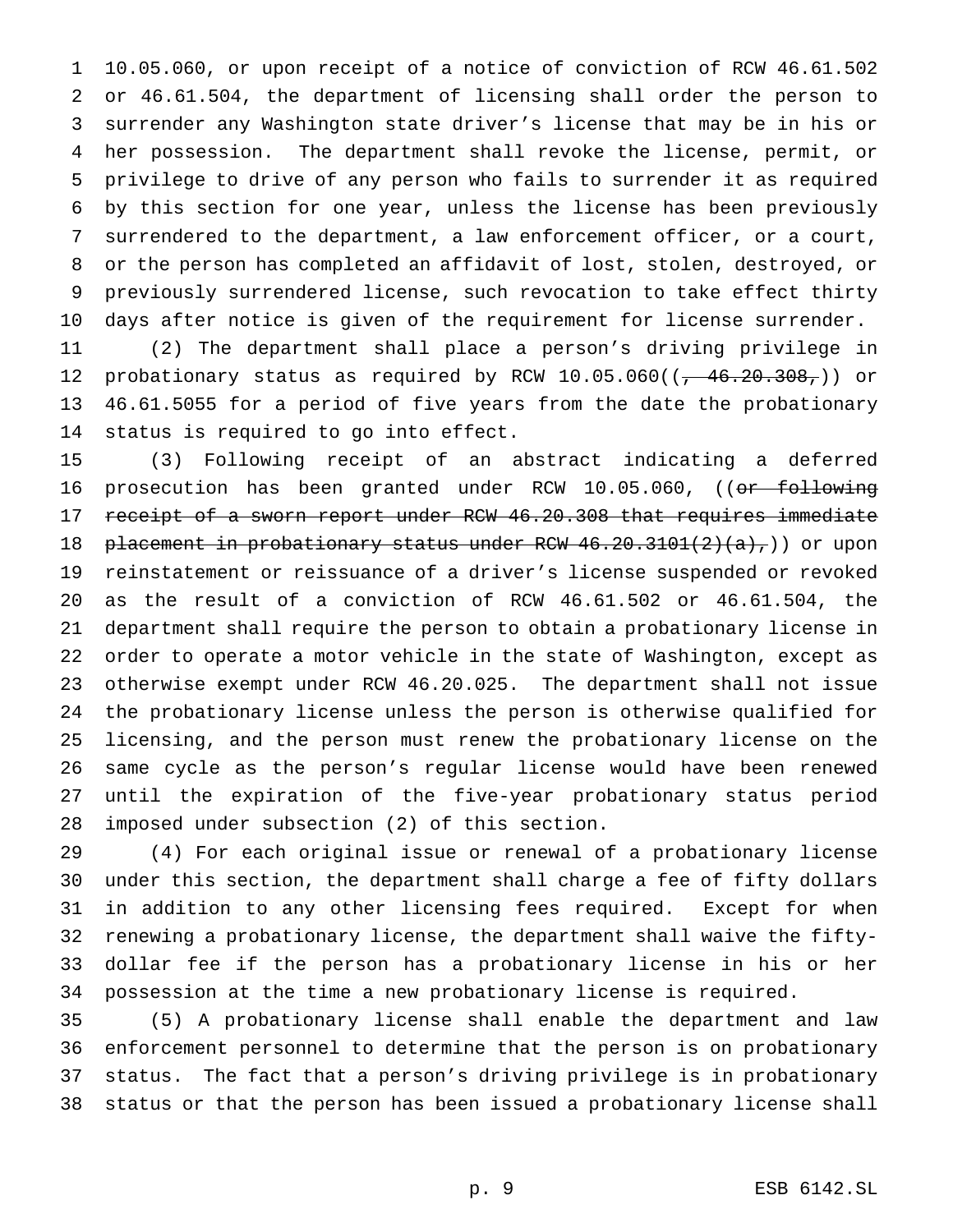10.05.060, or upon receipt of a notice of conviction of RCW 46.61.502 or 46.61.504, the department of licensing shall order the person to surrender any Washington state driver's license that may be in his or her possession. The department shall revoke the license, permit, or privilege to drive of any person who fails to surrender it as required by this section for one year, unless the license has been previously surrendered to the department, a law enforcement officer, or a court, or the person has completed an affidavit of lost, stolen, destroyed, or previously surrendered license, such revocation to take effect thirty days after notice is given of the requirement for license surrender.

(2) The department shall place a person's driving privilege in probationary status as required by RCW 10.05.060((~~, 46.20.308,~~)) or 46.61.5055 for a period of five years from the date the probationary status is required to go into effect.

(3) Following receipt of an abstract indicating a deferred prosecution has been granted under RCW 10.05.060, ((~~or following receipt of a sworn report under RCW 46.20.308 that requires immediate placement in probationary status under RCW 46.20.3101(2)(a),~~)) or upon reinstatement or reissuance of a driver's license suspended or revoked as the result of a conviction of RCW 46.61.502 or 46.61.504, the department shall require the person to obtain a probationary license in order to operate a motor vehicle in the state of Washington, except as otherwise exempt under RCW 46.20.025. The department shall not issue the probationary license unless the person is otherwise qualified for licensing, and the person must renew the probationary license on the same cycle as the person's regular license would have been renewed until the expiration of the five-year probationary status period imposed under subsection (2) of this section.

(4) For each original issue or renewal of a probationary license under this section, the department shall charge a fee of fifty dollars in addition to any other licensing fees required. Except for when renewing a probationary license, the department shall waive the fifty-dollar fee if the person has a probationary license in his or her possession at the time a new probationary license is required.

(5) A probationary license shall enable the department and law enforcement personnel to determine that the person is on probationary status. The fact that a person's driving privilege is in probationary status or that the person has been issued a probationary license shall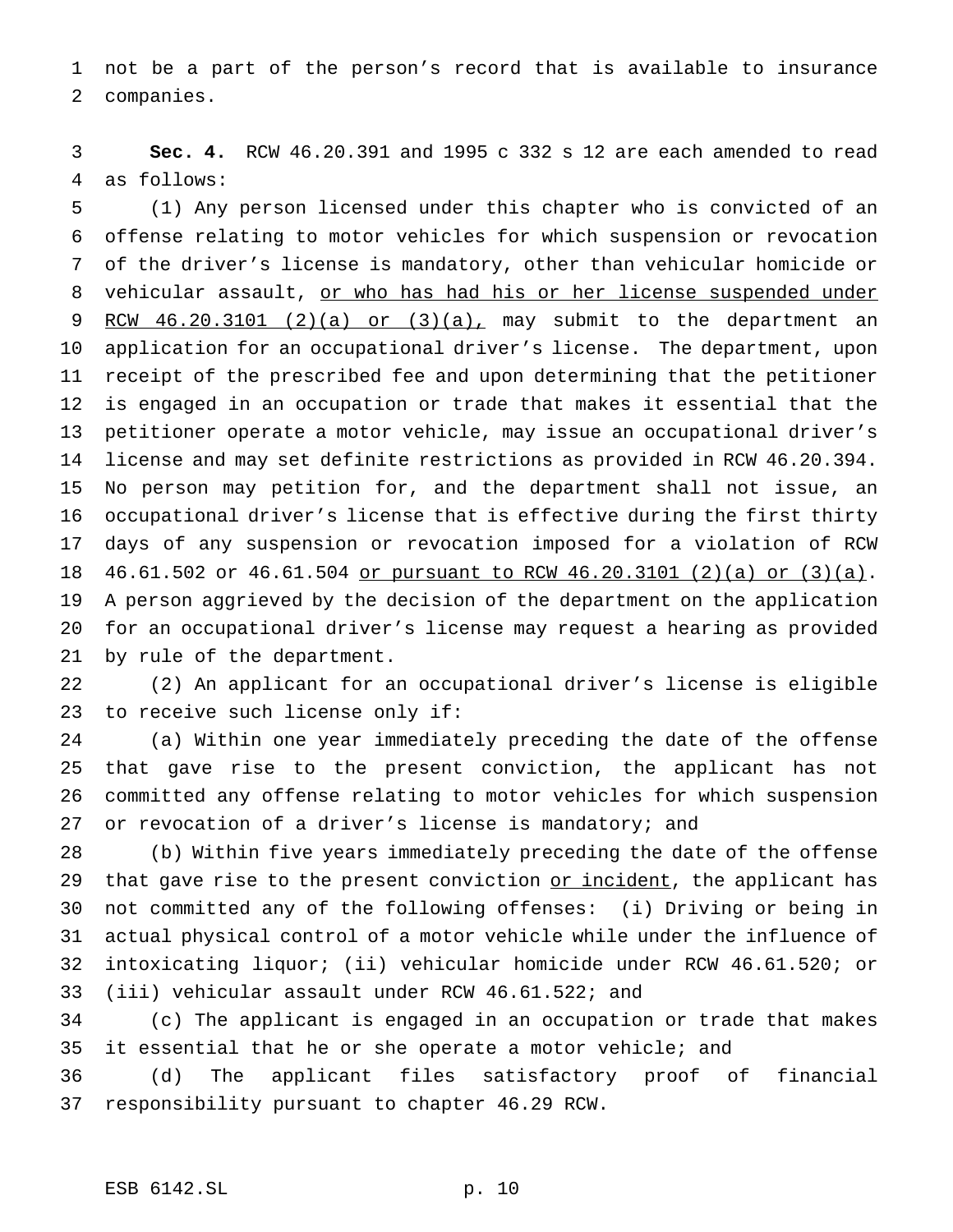not be a part of the person's record that is available to insurance companies.

**Sec. 4.** RCW 46.20.391 and 1995 c 332 s 12 are each amended to read as follows:

(1) Any person licensed under this chapter who is convicted of an offense relating to motor vehicles for which suspension or revocation of the driver's license is mandatory, other than vehicular homicide or vehicular assault, <u>or who has had his or her license suspended under RCW 46.20.3101 (2)(a) or (3)(a),</u> may submit to the department an application for an occupational driver's license. The department, upon receipt of the prescribed fee and upon determining that the petitioner is engaged in an occupation or trade that makes it essential that the petitioner operate a motor vehicle, may issue an occupational driver's license and may set definite restrictions as provided in RCW 46.20.394. No person may petition for, and the department shall not issue, an occupational driver's license that is effective during the first thirty days of any suspension or revocation imposed for a violation of RCW 46.61.502 or 46.61.504 <u>or pursuant to RCW 46.20.3101 (2)(a) or (3)(a)</u>. A person aggrieved by the decision of the department on the application for an occupational driver's license may request a hearing as provided by rule of the department.

(2) An applicant for an occupational driver's license is eligible to receive such license only if:

(a) Within one year immediately preceding the date of the offense that gave rise to the present conviction, the applicant has not committed any offense relating to motor vehicles for which suspension or revocation of a driver's license is mandatory; and

(b) Within five years immediately preceding the date of the offense that gave rise to the present conviction <u>or incident</u>, the applicant has not committed any of the following offenses: (i) Driving or being in actual physical control of a motor vehicle while under the influence of intoxicating liquor; (ii) vehicular homicide under RCW 46.61.520; or (iii) vehicular assault under RCW 46.61.522; and

(c) The applicant is engaged in an occupation or trade that makes it essential that he or she operate a motor vehicle; and

(d) The applicant files satisfactory proof of financial responsibility pursuant to chapter 46.29 RCW.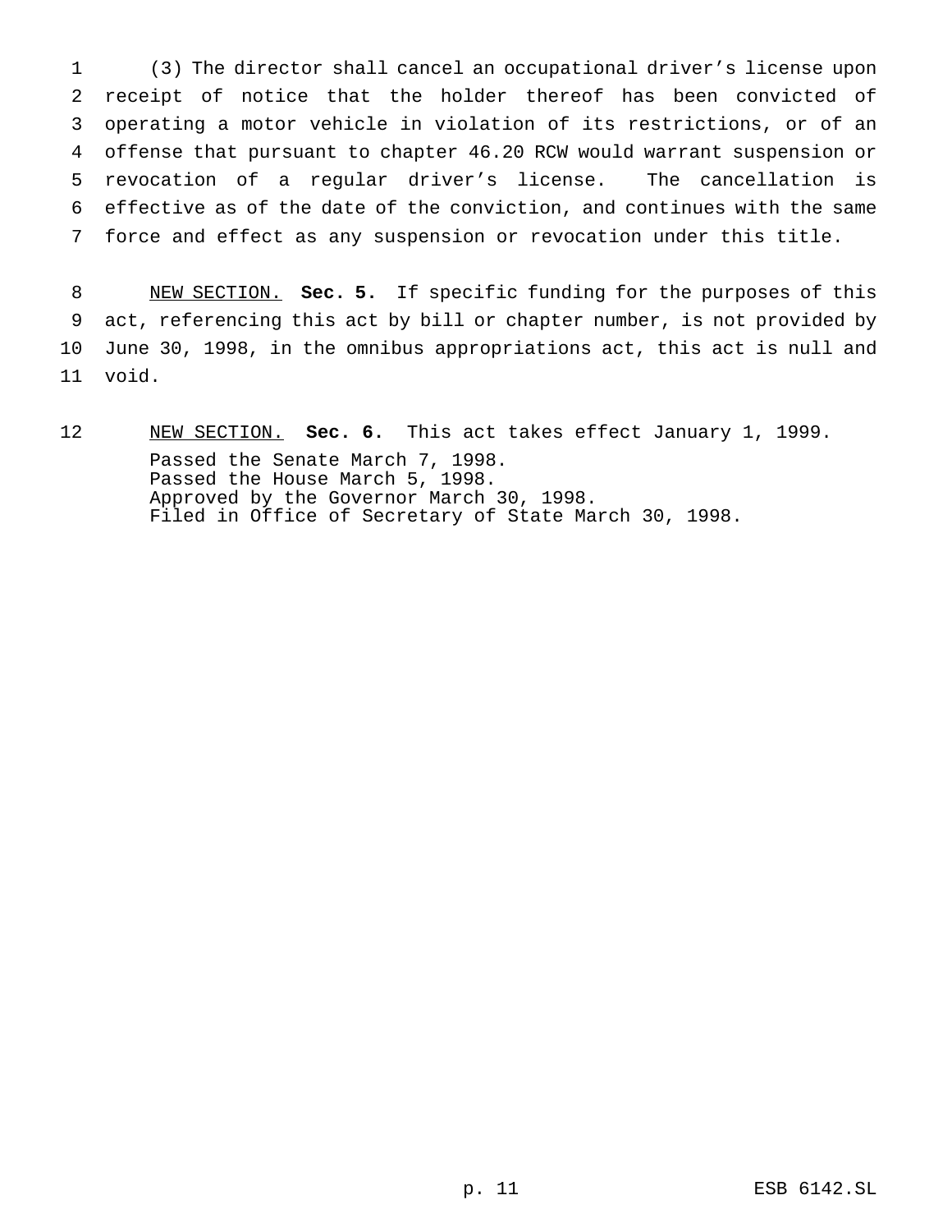(3) The director shall cancel an occupational driver's license upon receipt of notice that the holder thereof has been convicted of operating a motor vehicle in violation of its restrictions, or of an offense that pursuant to chapter 46.20 RCW would warrant suspension or revocation of a regular driver's license. The cancellation is effective as of the date of the conviction, and continues with the same force and effect as any suspension or revocation under this title.

NEW SECTION. **Sec. 5.** If specific funding for the purposes of this act, referencing this act by bill or chapter number, is not provided by June 30, 1998, in the omnibus appropriations act, this act is null and void.

NEW SECTION. **Sec. 6.** This act takes effect January 1, 1999.

Passed the Senate March 7, 1998.
Passed the House March 5, 1998.
Approved by the Governor March 30, 1998.
Filed in Office of Secretary of State March 30, 1998.